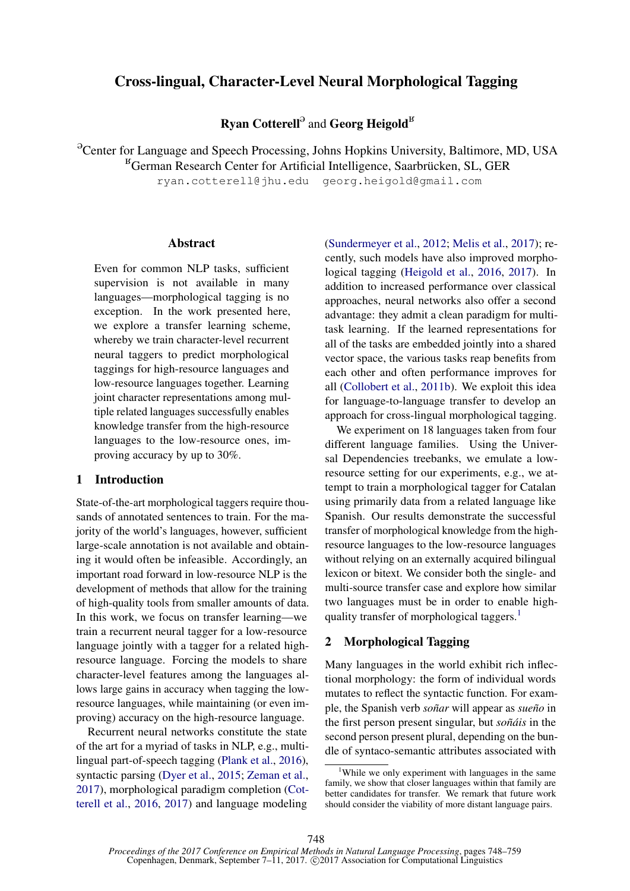# Cross-lingual, Character-Level Neural Morphological Tagging

**Ryan Cotterell**[ə] and **Georg Heigold**[ʁ]

[ə]Center for Language and Speech Processing, Johns Hopkins University, Baltimore, MD, USA
[ʁ]German Research Center for Artificial Intelligence, Saarbrücken, SL, GER
ryan.cotterell@jhu.edu georg.heigold@gmail.com

## Abstract

Even for common NLP tasks, sufficient supervision is not available in many languages—morphological tagging is no exception. In the work presented here, we explore a transfer learning scheme, whereby we train character-level recurrent neural taggers to predict morphological taggings for high-resource languages and low-resource languages together. Learning joint character representations among multiple related languages successfully enables knowledge transfer from the high-resource languages to the low-resource ones, improving accuracy by up to 30%.

## 1 Introduction

State-of-the-art morphological taggers require thousands of annotated sentences to train. For the majority of the world's languages, however, sufficient large-scale annotation is not available and obtaining it would often be infeasible. Accordingly, an important road forward in low-resource NLP is the development of methods that allow for the training of high-quality tools from smaller amounts of data. In this work, we focus on transfer learning—we train a recurrent neural tagger for a low-resource language jointly with a tagger for a related high-resource language. Forcing the models to share character-level features among the languages allows large gains in accuracy when tagging the low-resource languages, while maintaining (or even improving) accuracy on the high-resource language.

Recurrent neural networks constitute the state of the art for a myriad of tasks in NLP, e.g., multilingual part-of-speech tagging (Plank et al., 2016), syntactic parsing (Dyer et al., 2015; Zeman et al., 2017), morphological paradigm completion (Cotterell et al., 2016, 2017) and language modeling (Sundermeyer et al., 2012; Melis et al., 2017); recently, such models have also improved morphological tagging (Heigold et al., 2016, 2017). In addition to increased performance over classical approaches, neural networks also offer a second advantage: they admit a clean paradigm for multitask learning. If the learned representations for all of the tasks are embedded jointly into a shared vector space, the various tasks reap benefits from each other and often performance improves for all (Collobert et al., 2011b). We exploit this idea for language-to-language transfer to develop an approach for cross-lingual morphological tagging.

We experiment on 18 languages taken from four different language families. Using the Universal Dependencies treebanks, we emulate a low-resource setting for our experiments, e.g., we attempt to train a morphological tagger for Catalan using primarily data from a related language like Spanish. Our results demonstrate the successful transfer of morphological knowledge from the high-resource languages to the low-resource languages without relying on an externally acquired bilingual lexicon or bitext. We consider both the single- and multi-source transfer case and explore how similar two languages must be in order to enable high-quality transfer of morphological taggers.[1]

## 2 Morphological Tagging

Many languages in the world exhibit rich inflectional morphology: the form of individual words mutates to reflect the syntactic function. For example, the Spanish verb *soñar* will appear as *sueño* in the first person present singular, but *soñáis* in the second person present plural, depending on the bundle of syntaco-semantic attributes associated with

[1]While we only experiment with languages in the same family, we show that closer languages within that family are better candidates for transfer. We remark that future work should consider the viability of more distant language pairs.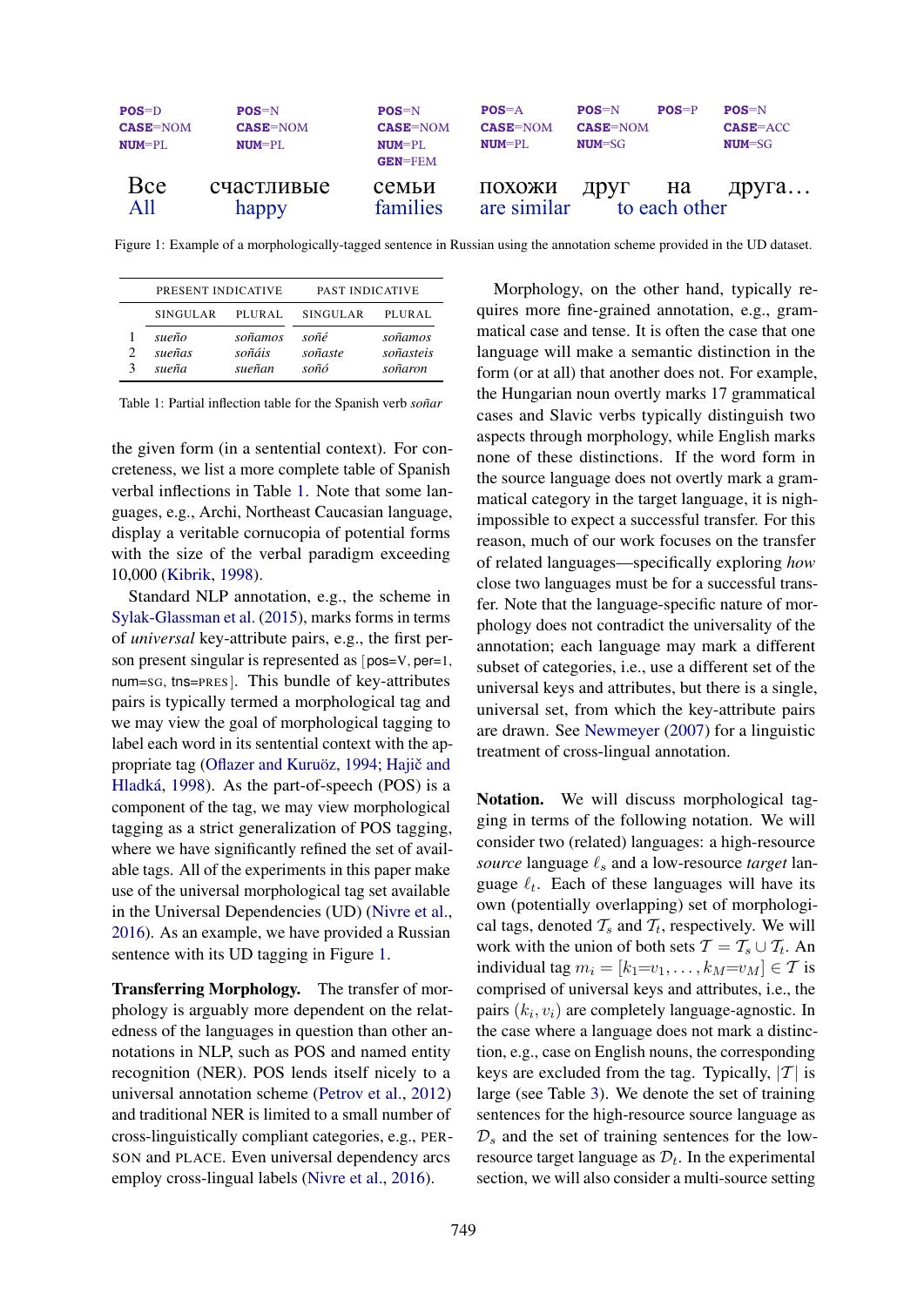| POS=D CASE=NOM NUM=PL | POS=N CASE=NOM NUM=PL | POS=N CASE=NOM NUM=PL GEN=FEM | POS=A CASE=NOM NUM=PL | POS=N CASE=NOM NUM=SG | POS=P | POS=N CASE=ACC NUM=SG |
|---|---|---|---|---|---|---|
| Все | счастливые | семьи | похожи | друг | на | друга… |
| All | happy | families | are similar | to each other | | |

Figure 1: Example of a morphologically-tagged sentence in Russian using the annotation scheme provided in the UD dataset.

| | PRESENT INDICATIVE | | PAST INDICATIVE | |
|---|---|---|---|---|
| | SINGULAR | PLURAL | SINGULAR | PLURAL |
| 1 | *sueño* | *soñamos* | *soñé* | *soñamos* |
| 2 | *sueñas* | *soñáis* | *soñaste* | *soñasteis* |
| 3 | *sueña* | *sueñan* | *soñó* | *soñaron* |

Table 1: Partial inflection table for the Spanish verb *soñar*

the given form (in a sentential context). For concreteness, we list a more complete table of Spanish verbal inflections in Table 1. Note that some languages, e.g., Archi, Northeast Caucasian language, display a veritable cornucopia of potential forms with the size of the verbal paradigm exceeding 10,000 (Kibrik, 1998).

Standard NLP annotation, e.g., the scheme in Sylak-Glassman et al. (2015), marks forms in terms of *universal* key-attribute pairs, e.g., the first person present singular is represented as [pos=V, per=1, num=SG, tns=PRES]. This bundle of key-attributes pairs is typically termed a morphological tag and we may view the goal of morphological tagging to label each word in its sentential context with the appropriate tag (Oflazer and Kuruöz, 1994; Hajič and Hladká, 1998). As the part-of-speech (POS) is a component of the tag, we may view morphological tagging as a strict generalization of POS tagging, where we have significantly refined the set of available tags. All of the experiments in this paper make use of the universal morphological tag set available in the Universal Dependencies (UD) (Nivre et al., 2016). As an example, we have provided a Russian sentence with its UD tagging in Figure 1.

**Transferring Morphology.** The transfer of morphology is arguably more dependent on the relatedness of the languages in question than other annotations in NLP, such as POS and named entity recognition (NER). POS lends itself nicely to a universal annotation scheme (Petrov et al., 2012) and traditional NER is limited to a small number of cross-linguistically compliant categories, e.g., PERSON and PLACE. Even universal dependency arcs employ cross-lingual labels (Nivre et al., 2016).

Morphology, on the other hand, typically requires more fine-grained annotation, e.g., grammatical case and tense. It is often the case that one language will make a semantic distinction in the form (or at all) that another does not. For example, the Hungarian noun overtly marks 17 grammatical cases and Slavic verbs typically distinguish two aspects through morphology, while English marks none of these distinctions. If the word form in the source language does not overtly mark a grammatical category in the target language, it is nigh-impossible to expect a successful transfer. For this reason, much of our work focuses on the transfer of related languages—specifically exploring *how* close two languages must be for a successful transfer. Note that the language-specific nature of morphology does not contradict the universality of the annotation; each language may mark a different subset of categories, i.e., use a different set of the universal keys and attributes, but there is a single, universal set, from which the key-attribute pairs are drawn. See Newmeyer (2007) for a linguistic treatment of cross-lingual annotation.

**Notation.** We will discuss morphological tagging in terms of the following notation. We will consider two (related) languages: a high-resource *source* language $\ell_s$ and a low-resource *target* language $\ell_t$. Each of these languages will have its own (potentially overlapping) set of morphological tags, denoted $\mathcal{T}_s$ and $\mathcal{T}_t$, respectively. We will work with the union of both sets $\mathcal{T} = \mathcal{T}_s \cup \mathcal{T}_t$. An individual tag $m_i = [k_1{=}v_1, \ldots, k_M{=}v_M] \in \mathcal{T}$ is comprised of universal keys and attributes, i.e., the pairs $(k_i, v_i)$ are completely language-agnostic. In the case where a language does not mark a distinction, e.g., case on English nouns, the corresponding keys are excluded from the tag. Typically, $|\mathcal{T}|$ is large (see Table 3). We denote the set of training sentences for the high-resource source language as $\mathcal{D}_s$ and the set of training sentences for the low-resource target language as $\mathcal{D}_t$. In the experimental section, we will also consider a multi-source setting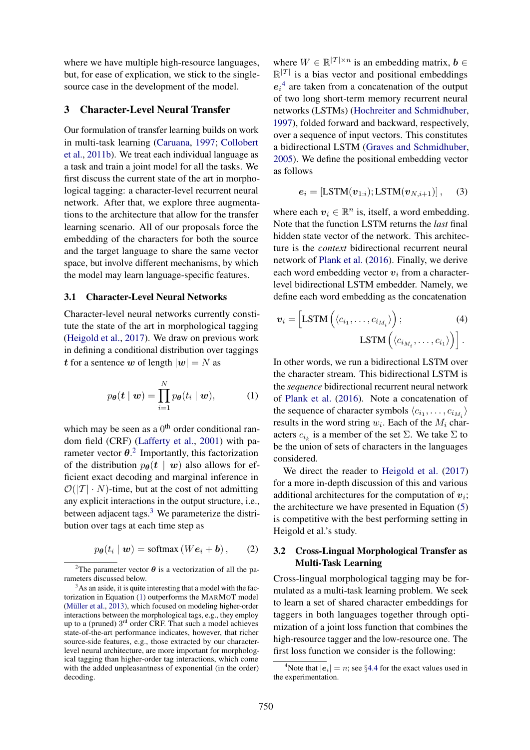where we have multiple high-resource languages, but, for ease of explication, we stick to the single-source case in the development of the model.

## 3 Character-Level Neural Transfer

Our formulation of transfer learning builds on work in multi-task learning (Caruana, 1997; Collobert et al., 2011b). We treat each individual language as a task and train a joint model for all the tasks. We first discuss the current state of the art in morphological tagging: a character-level recurrent neural network. After that, we explore three augmentations to the architecture that allow for the transfer learning scenario. All of our proposals force the embedding of the characters for both the source and the target language to share the same vector space, but involve different mechanisms, by which the model may learn language-specific features.

### 3.1 Character-Level Neural Networks

Character-level neural networks currently constitute the state of the art in morphological tagging (Heigold et al., 2017). We draw on previous work in defining a conditional distribution over taggings $\boldsymbol{t}$ for a sentence $\boldsymbol{w}$ of length $|\boldsymbol{w}| = N$ as

$$p_{\boldsymbol{\theta}}(\boldsymbol{t} \mid \boldsymbol{w}) = \prod_{i=1}^{N} p_{\boldsymbol{\theta}}(t_i \mid \boldsymbol{w}), \tag{1}$$

which may be seen as a $0^{\text{th}}$ order conditional random field (CRF) (Lafferty et al., 2001) with parameter vector $\boldsymbol{\theta}$.[2] Importantly, this factorization of the distribution $p_{\boldsymbol{\theta}}(\boldsymbol{t} \mid \boldsymbol{w})$ also allows for efficient exact decoding and marginal inference in $\mathcal{O}(|\mathcal{T}| \cdot N)$-time, but at the cost of not admitting any explicit interactions in the output structure, i.e., between adjacent tags.[3] We parameterize the distribution over tags at each time step as

$$p_{\boldsymbol{\theta}}(t_i \mid \boldsymbol{w}) = \text{softmax}\left(W\boldsymbol{e}_i + \boldsymbol{b}\right), \tag{2}$$

where $W \in \mathbb{R}^{|\mathcal{T}| \times n}$ is an embedding matrix, $\boldsymbol{b} \in \mathbb{R}^{|\mathcal{T}|}$ is a bias vector and positional embeddings $\boldsymbol{e}_i$[4] are taken from a concatenation of the output of two long short-term memory recurrent neural networks (LSTMs) (Hochreiter and Schmidhuber, 1997), folded forward and backward, respectively, over a sequence of input vectors. This constitutes a bidirectional LSTM (Graves and Schmidhuber, 2005). We define the positional embedding vector as follows

$$\boldsymbol{e}_i = \left[\text{LSTM}(\boldsymbol{v}_{1:i}); \text{LSTM}(\boldsymbol{v}_{N,i+1})\right], \tag{3}$$

where each $\boldsymbol{v}_i \in \mathbb{R}^n$ is, itself, a word embedding. Note that the function LSTM returns the *last* final hidden state vector of the network. This architecture is the *context* bidirectional recurrent neural network of Plank et al. (2016). Finally, we derive each word embedding vector $\boldsymbol{v}_i$ from a character-level bidirectional LSTM embedder. Namely, we define each word embedding as the concatenation

$$\boldsymbol{v}_i = \Big[\text{LSTM}\left(\langle c_{i_1}, \ldots, c_{i_{M_i}} \rangle\right); \text{LSTM}\left(\langle c_{i_{M_i}}, \ldots, c_{i_1} \rangle\right)\Big]. \tag{4}$$

In other words, we run a bidirectional LSTM over the character stream. This bidirectional LSTM is the *sequence* bidirectional recurrent neural network of Plank et al. (2016). Note a concatenation of the sequence of character symbols $\langle c_{i_1}, \ldots, c_{i_{M_i}} \rangle$ results in the word string $w_i$. Each of the $M_i$ characters $c_{i_k}$ is a member of the set $\Sigma$. We take $\Sigma$ to be the union of sets of characters in the languages considered.

We direct the reader to Heigold et al. (2017) for a more in-depth discussion of this and various additional architectures for the computation of $\boldsymbol{v}_i$; the architecture we have presented in Equation (5) is competitive with the best performing setting in Heigold et al.'s study.

### 3.2 Cross-Lingual Morphological Transfer as Multi-Task Learning

Cross-lingual morphological tagging may be formulated as a multi-task learning problem. We seek to learn a set of shared character embeddings for taggers in both languages together through optimization of a joint loss function that combines the high-resource tagger and the low-resource one. The first loss function we consider is the following:

---

[2] The parameter vector $\boldsymbol{\theta}$ is a vectorization of all the parameters discussed below.

[3] As an aside, it is quite interesting that a model with the factorization in Equation (1) outperforms the MARMOT model (Müller et al., 2013), which focused on modeling higher-order interactions between the morphological tags, e.g., they employ up to a (pruned) $3^{\text{rd}}$ order CRF. That such a model achieves state-of-the-art performance indicates, however, that richer source-side features, e.g., those extracted by our character-level neural architecture, are more important for morphological tagging than higher-order tag interactions, which come with the added unpleasantness of exponential (in the order) decoding.

[4] Note that $|\boldsymbol{e}_i| = n$; see §4.4 for the exact values used in the experimentation.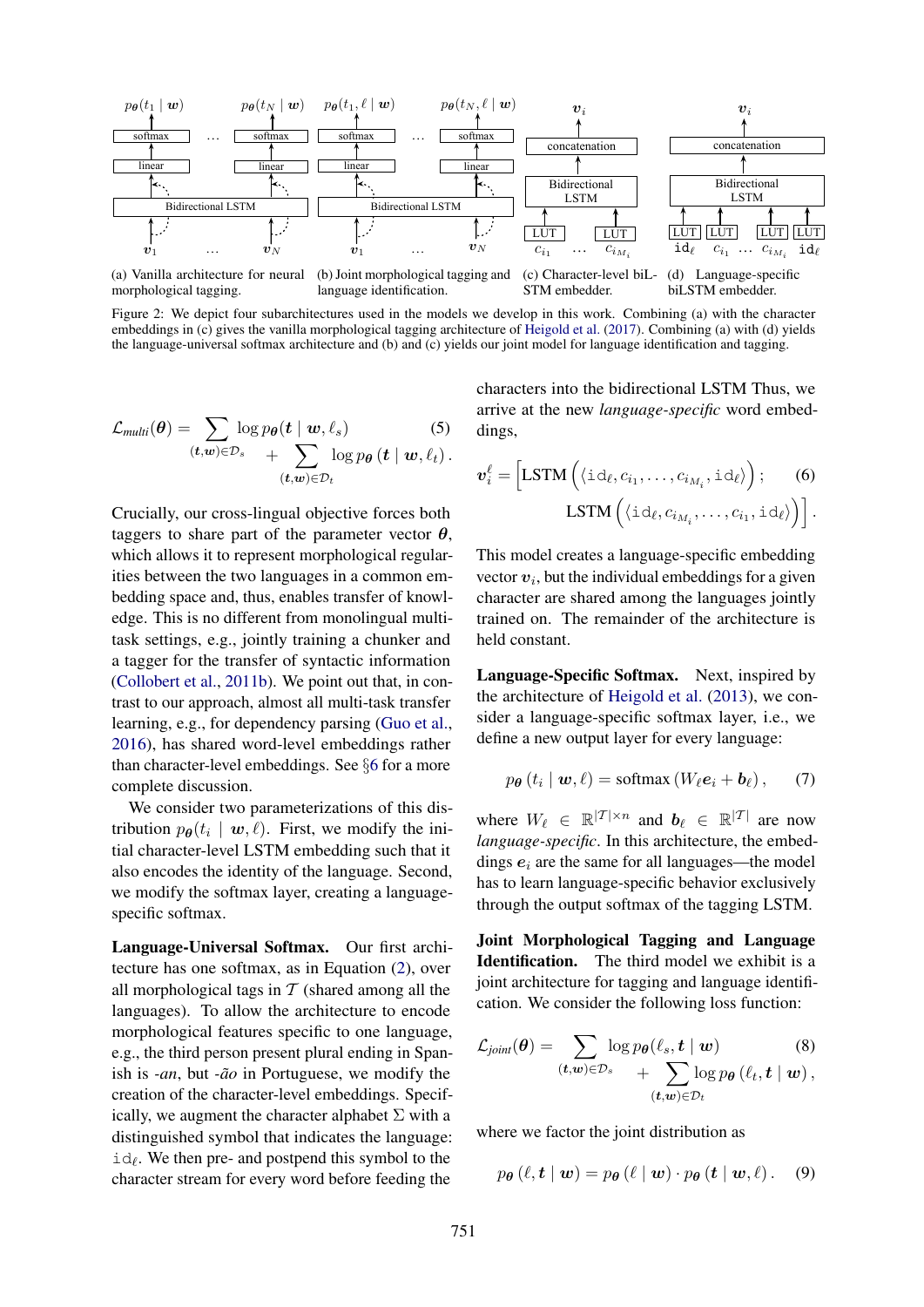(a) Vanilla architecture for neural morphological tagging.

(b) Joint morphological tagging and language identification.

(c) Character-level biLSTM embedder.

(d) Language-specific biLSTM embedder.

Figure 2: We depict four subarchitectures used in the models we develop in this work. Combining (a) with the character embeddings in (c) gives the vanilla morphological tagging architecture of Heigold et al. (2017). Combining (a) with (d) yields the language-universal softmax architecture and (b) and (c) yields our joint model for language identification and tagging.

$$
\mathcal{L}_{\textit{multi}}(\boldsymbol{\theta}) = \sum_{(\boldsymbol{t},\boldsymbol{w})\in\mathcal{D}_s} \log p_{\boldsymbol{\theta}}(\boldsymbol{t} \mid \boldsymbol{w}, \ell_s) + \sum_{(\boldsymbol{t},\boldsymbol{w})\in\mathcal{D}_t} \log p_{\boldsymbol{\theta}}\left(\boldsymbol{t} \mid \boldsymbol{w}, \ell_t\right). \quad (5)
$$

Crucially, our cross-lingual objective forces both taggers to share part of the parameter vector $\boldsymbol{\theta}$, which allows it to represent morphological regularities between the two languages in a common embedding space and, thus, enables transfer of knowledge. This is no different from monolingual multi-task settings, e.g., jointly training a chunker and a tagger for the transfer of syntactic information (Collobert et al., 2011b). We point out that, in contrast to our approach, almost all multi-task transfer learning, e.g., for dependency parsing (Guo et al., 2016), has shared word-level embeddings rather than character-level embeddings. See §6 for a more complete discussion.

We consider two parameterizations of this distribution $p_{\boldsymbol{\theta}}(t_i \mid \boldsymbol{w}, \ell)$. First, we modify the initial character-level LSTM embedding such that it also encodes the identity of the language. Second, we modify the softmax layer, creating a language-specific softmax.

**Language-Universal Softmax.** Our first architecture has one softmax, as in Equation (2), over all morphological tags in $\mathcal{T}$ (shared among all the languages). To allow the architecture to encode morphological features specific to one language, e.g., the third person present plural ending in Spanish is *-an*, but *-ão* in Portuguese, we modify the creation of the character-level embeddings. Specifically, we augment the character alphabet $\Sigma$ with a distinguished symbol that indicates the language: $\texttt{id}_\ell$. We then pre- and postpend this symbol to the character stream for every word before feeding the characters into the bidirectional LSTM Thus, we arrive at the new *language-specific* word embeddings,

$$
\boldsymbol{v}_i^\ell = \Big[\text{LSTM}\left(\langle \texttt{id}_\ell, c_{i_1}, \ldots, c_{i_{M_i}}, \texttt{id}_\ell\rangle\right); \quad \text{LSTM}\left(\langle \texttt{id}_\ell, c_{i_{M_i}}, \ldots, c_{i_1}, \texttt{id}_\ell\rangle\right)\Big]. \quad (6)
$$

This model creates a language-specific embedding vector $\boldsymbol{v}_i$, but the individual embeddings for a given character are shared among the languages jointly trained on. The remainder of the architecture is held constant.

**Language-Specific Softmax.** Next, inspired by the architecture of Heigold et al. (2013), we consider a language-specific softmax layer, i.e., we define a new output layer for every language:

$$
p_{\boldsymbol{\theta}}\left(t_i \mid \boldsymbol{w}, \ell\right) = \text{softmax}\left(W_\ell \boldsymbol{e}_i + \boldsymbol{b}_\ell\right), \quad (7)
$$

where $W_\ell \in \mathbb{R}^{|\mathcal{T}|\times n}$ and $\boldsymbol{b}_\ell \in \mathbb{R}^{|\mathcal{T}|}$ are now *language-specific*. In this architecture, the embeddings $\boldsymbol{e}_i$ are the same for all languages—the model has to learn language-specific behavior exclusively through the output softmax of the tagging LSTM.

**Joint Morphological Tagging and Language Identification.** The third model we exhibit is a joint architecture for tagging and language identification. We consider the following loss function:

$$
\mathcal{L}_{\textit{joint}}(\boldsymbol{\theta}) = \sum_{(\boldsymbol{t},\boldsymbol{w})\in\mathcal{D}_s} \log p_{\boldsymbol{\theta}}(\ell_s, \boldsymbol{t} \mid \boldsymbol{w}) + \sum_{(\boldsymbol{t},\boldsymbol{w})\in\mathcal{D}_t} \log p_{\boldsymbol{\theta}}\left(\ell_t, \boldsymbol{t} \mid \boldsymbol{w}\right), \quad (8)
$$

where we factor the joint distribution as

$$
p_{\boldsymbol{\theta}}\left(\ell, \boldsymbol{t} \mid \boldsymbol{w}\right) = p_{\boldsymbol{\theta}}\left(\ell \mid \boldsymbol{w}\right) \cdot p_{\boldsymbol{\theta}}\left(\boldsymbol{t} \mid \boldsymbol{w}, \ell\right). \quad (9)
$$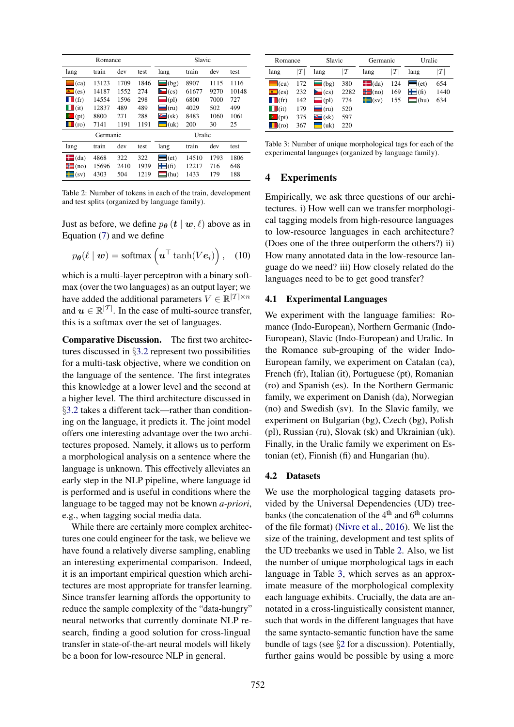| Romance | | | | Slavic | | | |
|---|---|---|---|---|---|---|---|
| lang | train | dev | test | lang | train | dev | test |
| (ca) | 13123 | 1709 | 1846 | (bg) | 8907 | 1115 | 1116 |
| (es) | 14187 | 1552 | 274 | (cs) | 61677 | 9270 | 10148 |
| (fr) | 14554 | 1596 | 298 | (pl) | 6800 | 7000 | 727 |
| (it) | 12837 | 489 | 489 | (ru) | 4029 | 502 | 499 |
| (pt) | 8800 | 271 | 288 | (sk) | 8483 | 1060 | 1061 |
| (ro) | 7141 | 1191 | 1191 | (uk) | 200 | 30 | 25 |
| Germanic | | | | Uralic | | | |
| lang | train | dev | test | lang | train | dev | test |
| (da) | 4868 | 322 | 322 | (et) | 14510 | 1793 | 1806 |
| (no) | 15696 | 2410 | 1939 | (fi) | 12217 | 716 | 648 |
| (sv) | 4303 | 504 | 1219 | (hu) | 1433 | 179 | 188 |

Table 2: Number of tokens in each of the train, development and test splits (organized by language family).

Just as before, we define $p_{\boldsymbol{\theta}}(\boldsymbol{t} \mid \boldsymbol{w}, \ell)$ above as in Equation (7) and we define

$$p_{\boldsymbol{\theta}}(\ell \mid \boldsymbol{w}) = \text{softmax}\left(\boldsymbol{u}^{\top} \tanh(V\boldsymbol{e}_i)\right), \quad (10)$$

which is a multi-layer perceptron with a binary softmax (over the two languages) as an output layer; we have added the additional parameters $V \in \mathbb{R}^{|\mathcal{T}| \times n}$ and $\boldsymbol{u} \in \mathbb{R}^{|\mathcal{T}|}$. In the case of multi-source transfer, this is a softmax over the set of languages.

**Comparative Discussion.** The first two architectures discussed in §3.2 represent two possibilities for a multi-task objective, where we condition on the language of the sentence. The first integrates this knowledge at a lower level and the second at a higher level. The third architecture discussed in §3.2 takes a different tack—rather than conditioning on the language, it predicts it. The joint model offers one interesting advantage over the two architectures proposed. Namely, it allows us to perform a morphological analysis on a sentence where the language is unknown. This effectively alleviates an early step in the NLP pipeline, where language id is performed and is useful in conditions where the language to be tagged may not be known *a-priori*, e.g., when tagging social media data.

While there are certainly more complex architectures one could engineer for the task, we believe we have found a relatively diverse sampling, enabling an interesting experimental comparison. Indeed, it is an important empirical question which architectures are most appropriate for transfer learning. Since transfer learning affords the opportunity to reduce the sample complexity of the "data-hungry" neural networks that currently dominate NLP research, finding a good solution for cross-lingual transfer in state-of-the-art neural models will likely be a boon for low-resource NLP in general.

| Romance | | Slavic | | Germanic | | Uralic | |
|---|---|---|---|---|---|---|---|
| lang | $\lvert\mathcal{T}\rvert$ | lang | $\lvert\mathcal{T}\rvert$ | lang | $\lvert\mathcal{T}\rvert$ | lang | $\lvert\mathcal{T}\rvert$ |
| (ca) | 172 | (bg) | 380 | (da) | 124 | (et) | 654 |
| (es) | 232 | (cs) | 2282 | (no) | 169 | (fi) | 1440 |
| (fr) | 142 | (pl) | 774 | (sv) | 155 | (hu) | 634 |
| (it) | 179 | (ru) | 520 | | | | |
| (pt) | 375 | (sk) | 597 | | | | |
| (ro) | 367 | (uk) | 220 | | | | |

Table 3: Number of unique morphological tags for each of the experimental languages (organized by language family).

## 4 Experiments

Empirically, we ask three questions of our architectures. i) How well can we transfer morphological tagging models from high-resource languages to low-resource languages in each architecture? (Does one of the three outperform the others?) ii) How many annotated data in the low-resource language do we need? iii) How closely related do the languages need to be to get good transfer?

### 4.1 Experimental Languages

We experiment with the language families: Romance (Indo-European), Northern Germanic (Indo-European), Slavic (Indo-European) and Uralic. In the Romance sub-grouping of the wider Indo-European family, we experiment on Catalan (ca), French (fr), Italian (it), Portuguese (pt), Romanian (ro) and Spanish (es). In the Northern Germanic family, we experiment on Danish (da), Norwegian (no) and Swedish (sv). In the Slavic family, we experiment on Bulgarian (bg), Czech (bg), Polish (pl), Russian (ru), Slovak (sk) and Ukrainian (uk). Finally, in the Uralic family we experiment on Estonian (et), Finnish (fi) and Hungarian (hu).

### 4.2 Datasets

We use the morphological tagging datasets provided by the Universal Dependencies (UD) treebanks (the concatenation of the $4^{\text{th}}$ and $6^{\text{th}}$ columns of the file format) (Nivre et al., 2016). We list the size of the training, development and test splits of the UD treebanks we used in Table 2. Also, we list the number of unique morphological tags in each language in Table 3, which serves as an approximate measure of the morphological complexity each language exhibits. Crucially, the data are annotated in a cross-linguistically consistent manner, such that words in the different languages that have the same syntacto-semantic function have the same bundle of tags (see §2 for a discussion). Potentially, further gains would be possible by using a more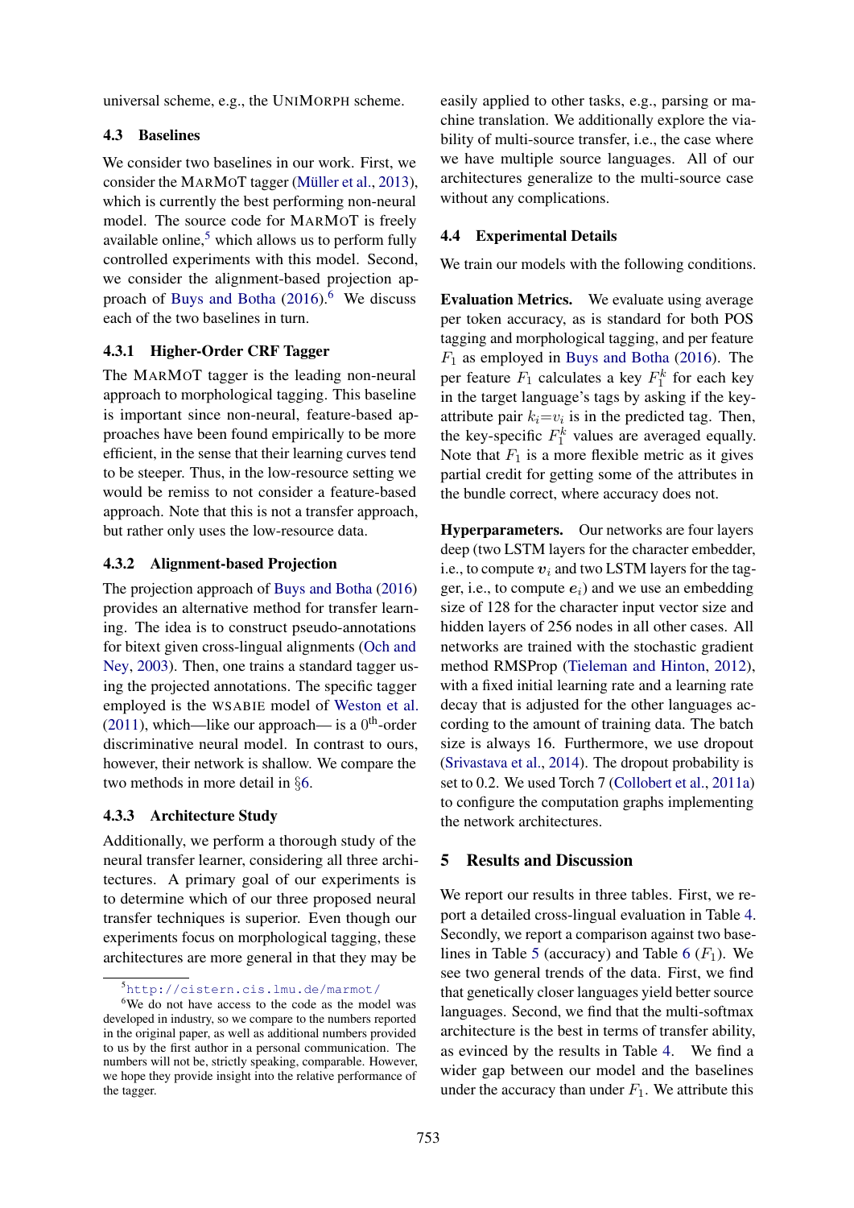universal scheme, e.g., the UNIMORPH scheme.

### 4.3 Baselines

We consider two baselines in our work. First, we consider the MARMOT tagger (Müller et al., 2013), which is currently the best performing non-neural model. The source code for MARMOT is freely available online,[5] which allows us to perform fully controlled experiments with this model. Second, we consider the alignment-based projection approach of Buys and Botha (2016).[6] We discuss each of the two baselines in turn.

#### 4.3.1 Higher-Order CRF Tagger

The MARMOT tagger is the leading non-neural approach to morphological tagging. This baseline is important since non-neural, feature-based approaches have been found empirically to be more efficient, in the sense that their learning curves tend to be steeper. Thus, in the low-resource setting we would be remiss to not consider a feature-based approach. Note that this is not a transfer approach, but rather only uses the low-resource data.

#### 4.3.2 Alignment-based Projection

The projection approach of Buys and Botha (2016) provides an alternative method for transfer learning. The idea is to construct pseudo-annotations for bitext given cross-lingual alignments (Och and Ney, 2003). Then, one trains a standard tagger using the projected annotations. The specific tagger employed is the WSABIE model of Weston et al. (2011), which—like our approach— is a $0^{\text{th}}$-order discriminative neural model. In contrast to ours, however, their network is shallow. We compare the two methods in more detail in §6.

#### 4.3.3 Architecture Study

Additionally, we perform a thorough study of the neural transfer learner, considering all three architectures. A primary goal of our experiments is to determine which of our three proposed neural transfer techniques is superior. Even though our experiments focus on morphological tagging, these architectures are more general in that they may be easily applied to other tasks, e.g., parsing or machine translation. We additionally explore the viability of multi-source transfer, i.e., the case where we have multiple source languages. All of our architectures generalize to the multi-source case without any complications.

### 4.4 Experimental Details

We train our models with the following conditions.

**Evaluation Metrics.** We evaluate using average per token accuracy, as is standard for both POS tagging and morphological tagging, and per feature $F_1$ as employed in Buys and Botha (2016). The per feature $F_1$ calculates a key $F_1^k$ for each key in the target language's tags by asking if the key-attribute pair $k_i = v_i$ is in the predicted tag. Then, the key-specific $F_1^k$ values are averaged equally. Note that $F_1$ is a more flexible metric as it gives partial credit for getting some of the attributes in the bundle correct, where accuracy does not.

**Hyperparameters.** Our networks are four layers deep (two LSTM layers for the character embedder, i.e., to compute $\boldsymbol{v}_i$ and two LSTM layers for the tagger, i.e., to compute $\boldsymbol{e}_i$) and we use an embedding size of 128 for the character input vector size and hidden layers of 256 nodes in all other cases. All networks are trained with the stochastic gradient method RMSProp (Tieleman and Hinton, 2012), with a fixed initial learning rate and a learning rate decay that is adjusted for the other languages according to the amount of training data. The batch size is always 16. Furthermore, we use dropout (Srivastava et al., 2014). The dropout probability is set to 0.2. We used Torch 7 (Collobert et al., 2011a) to configure the computation graphs implementing the network architectures.

## 5 Results and Discussion

We report our results in three tables. First, we report a detailed cross-lingual evaluation in Table 4. Secondly, we report a comparison against two baselines in Table 5 (accuracy) and Table 6 ($F_1$). We see two general trends of the data. First, we find that genetically closer languages yield better source languages. Second, we find that the multi-softmax architecture is the best in terms of transfer ability, as evinced by the results in Table 4. We find a wider gap between our model and the baselines under the accuracy than under $F_1$. We attribute this

[5] http://cistern.cis.lmu.de/marmot/

[6] We do not have access to the code as the model was developed in industry, so we compare to the numbers reported in the original paper, as well as additional numbers provided to us by the first author in a personal communication. The numbers will not be, strictly speaking, comparable. However, we hope they provide insight into the relative performance of the tagger.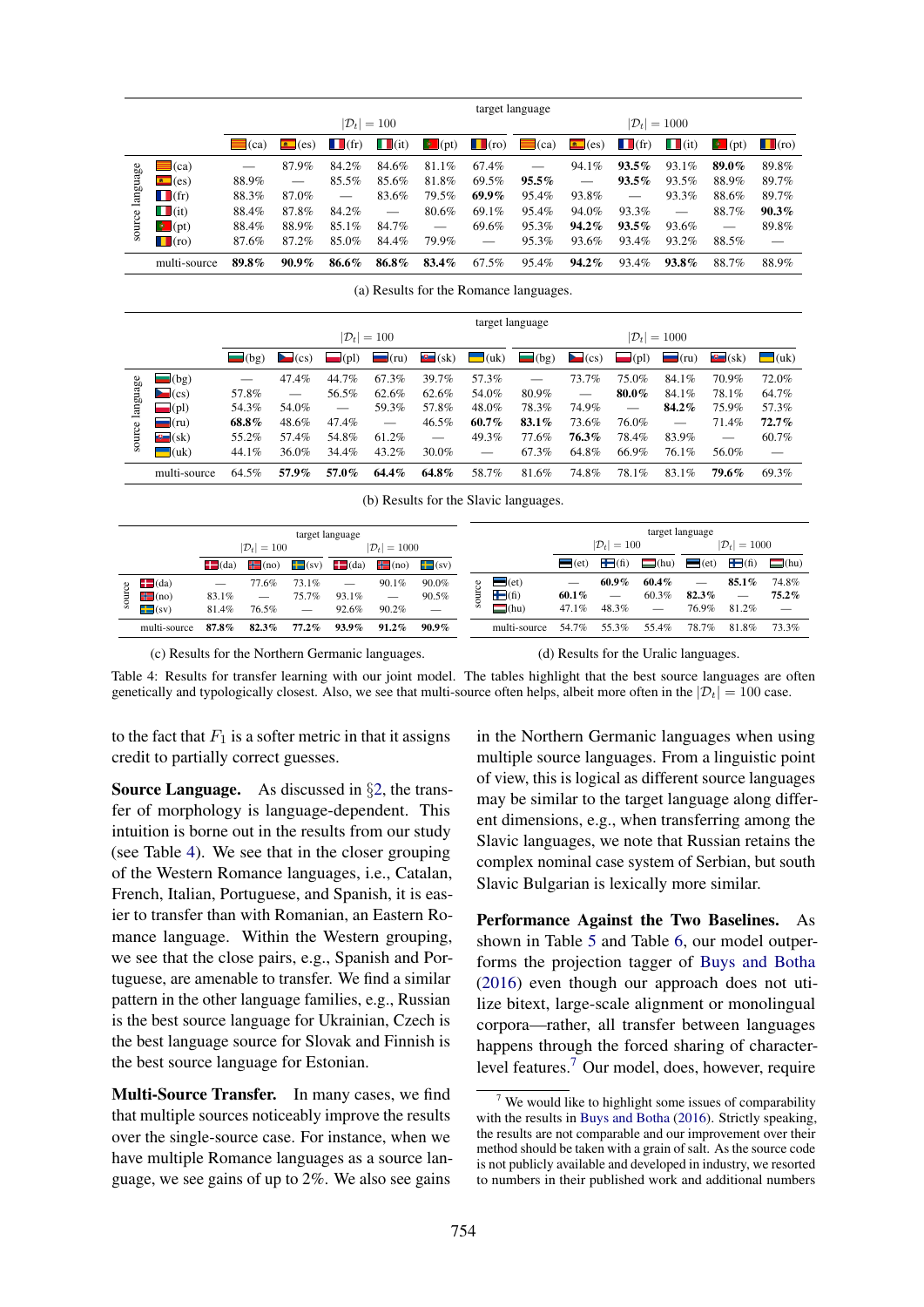| | target language | | | | | | | | | | | |
|---|---|---|---|---|---|---|---|---|---|---|---|---|
| | $\lvert\mathcal{D}_t\rvert = 100$ | | | | | | $\lvert\mathcal{D}_t\rvert = 1000$ | | | | | |
| source language | (ca) | (es) | (fr) | (it) | (pt) | (ro) | (ca) | (es) | (fr) | (it) | (pt) | (ro) |
| (ca) | — | 87.9% | 84.2% | 84.6% | 81.1% | 67.4% | — | 94.1% | **93.5%** | 93.1% | **89.0%** | 89.8% |
| (es) | 88.9% | — | 85.5% | 85.6% | 81.8% | 69.5% | **95.5%** | — | **93.5%** | 93.5% | 88.9% | 89.7% |
| (fr) | 88.3% | 87.0% | — | 83.6% | 79.5% | **69.9%** | 95.4% | 93.8% | — | 93.3% | 88.6% | 89.7% |
| (it) | 88.4% | 87.8% | 84.2% | — | 80.6% | 69.1% | 95.4% | 94.0% | 93.3% | — | 88.7% | **90.3%** |
| (pt) | 88.4% | 88.9% | 85.1% | 84.7% | — | 69.6% | 95.3% | **94.2%** | **93.5%** | 93.6% | — | 89.8% |
| (ro) | 87.6% | 87.2% | 85.0% | 84.4% | 79.9% | — | 95.3% | 93.6% | 93.4% | 93.2% | 88.5% | — |
| multi-source | **89.8%** | **90.9%** | **86.6%** | **86.8%** | **83.4%** | 67.5% | 95.4% | **94.2%** | 93.4% | **93.8%** | 88.7% | 88.9% |

(a) Results for the Romance languages.

| | target language | | | | | | | | | | | |
|---|---|---|---|---|---|---|---|---|---|---|---|---|
| | $\lvert\mathcal{D}_t\rvert = 100$ | | | | | | $\lvert\mathcal{D}_t\rvert = 1000$ | | | | | |
| source language | (bg) | (cs) | (pl) | (ru) | (sk) | (uk) | (bg) | (cs) | (pl) | (ru) | (sk) | (uk) |
| (bg) | — | 47.4% | 44.7% | 67.3% | 39.7% | 57.3% | — | 73.7% | 75.0% | 84.1% | 70.9% | 72.0% |
| (cs) | 57.8% | — | 56.5% | 62.6% | 62.6% | 54.0% | 80.9% | — | **80.0%** | 84.1% | 78.1% | 64.7% |
| (pl) | 54.3% | 54.0% | — | 59.3% | 57.8% | 48.0% | 78.3% | 74.9% | — | **84.2%** | 75.9% | 57.3% |
| (ru) | **68.8%** | 48.6% | 47.4% | — | 46.5% | **60.7%** | **83.1%** | 73.6% | 76.0% | — | 71.4% | **72.7%** |
| (sk) | 55.2% | 57.4% | 54.8% | 61.2% | — | 49.3% | 77.6% | **76.3%** | 78.4% | 83.9% | — | 60.7% |
| (uk) | 44.1% | 36.0% | 34.4% | 43.2% | 30.0% | — | 67.3% | 64.8% | 66.9% | 76.1% | 56.0% | — |
| multi-source | 64.5% | **57.9%** | **57.0%** | **64.4%** | **64.8%** | 58.7% | 81.6% | 74.8% | 78.1% | 83.1% | **79.6%** | 69.3% |

(b) Results for the Slavic languages.

| | target language | | | | | |
|---|---|---|---|---|---|---|
| | $\lvert\mathcal{D}_t\rvert = 100$ | | | $\lvert\mathcal{D}_t\rvert = 1000$ | | |
| source | (da) | (no) | (sv) | (da) | (no) | (sv) |
| (da) | — | 77.6% | 73.1% | — | 90.1% | 90.0% |
| (no) | 83.1% | — | 75.7% | 93.1% | — | 90.5% |
| (sv) | 81.4% | 76.5% | — | 92.6% | 90.2% | — |
| multi-source | **87.8%** | **82.3%** | **77.2%** | **93.9%** | **91.2%** | **90.9%** |

(c) Results for the Northern Germanic languages.

| | target language | | | | | |
|---|---|---|---|---|---|---|
| | $\lvert\mathcal{D}_t\rvert = 100$ | | | $\lvert\mathcal{D}_t\rvert = 1000$ | | |
| source | (et) | (fi) | (hu) | (et) | (fi) | (hu) |
| (et) | — | **60.9%** | **60.4%** | — | **85.1%** | 74.8% |
| (fi) | **60.1%** | — | 60.3% | **82.3%** | — | **75.2%** |
| (hu) | 47.1% | 48.3% | — | 76.9% | 81.2% | — |
| multi-source | 54.7% | 55.3% | 55.4% | 78.7% | 81.8% | 73.3% |

(d) Results for the Uralic languages.

Table 4: Results for transfer learning with our joint model. The tables highlight that the best source languages are often genetically and typologically closest. Also, we see that multi-source often helps, albeit more often in the $\lvert\mathcal{D}_t\rvert = 100$ case.

to the fact that $F_1$ is a softer metric in that it assigns credit to partially correct guesses.

**Source Language.** As discussed in §2, the transfer of morphology is language-dependent. This intuition is borne out in the results from our study (see Table 4). We see that in the closer grouping of the Western Romance languages, i.e., Catalan, French, Italian, Portuguese, and Spanish, it is easier to transfer than with Romanian, an Eastern Romance language. Within the Western grouping, we see that the close pairs, e.g., Spanish and Portuguese, are amenable to transfer. We find a similar pattern in the other language families, e.g., Russian is the best source language for Ukrainian, Czech is the best language source for Slovak and Finnish is the best source language for Estonian.

**Multi-Source Transfer.** In many cases, we find that multiple sources noticeably improve the results over the single-source case. For instance, when we have multiple Romance languages as a source language, we see gains of up to 2%. We also see gains in the Northern Germanic languages when using multiple source languages. From a linguistic point of view, this is logical as different source languages may be similar to the target language along different dimensions, e.g., when transferring among the Slavic languages, we note that Russian retains the complex nominal case system of Serbian, but south Slavic Bulgarian is lexically more similar.

**Performance Against the Two Baselines.** As shown in Table 5 and Table 6, our model outperforms the projection tagger of Buys and Botha (2016) even though our approach does not utilize bitext, large-scale alignment or monolingual corpora—rather, all transfer between languages happens through the forced sharing of character-level features.[7] Our model, does, however, require

[7] We would like to highlight some issues of comparability with the results in Buys and Botha (2016). Strictly speaking, the results are not comparable and our improvement over their method should be taken with a grain of salt. As the source code is not publicly available and developed in industry, we resorted to numbers in their published work and additional numbers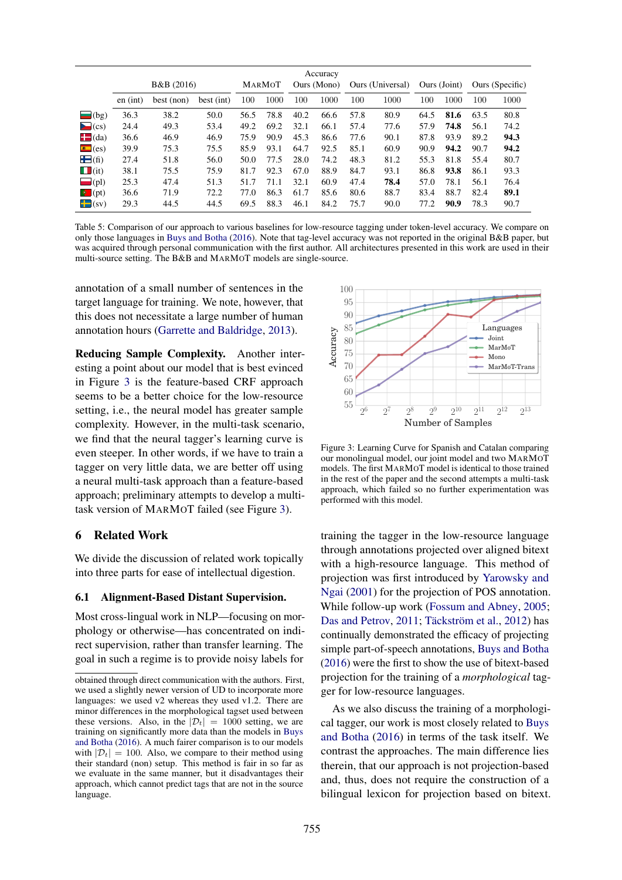| | B&B (2016) | | | MarMoT | | Ours (Mono) | | Ours (Universal) | | Ours (Joint) | | Ours (Specific) | |
|---|---|---|---|---|---|---|---|---|---|---|---|---|---|
| | en (int) | best (non) | best (int) | 100 | 1000 | 100 | 1000 | 100 | 1000 | 100 | 1000 | 100 | 1000 |
| (bg) | 36.3 | 38.2 | 50.0 | 56.5 | 78.8 | 40.2 | 66.6 | 57.8 | 80.9 | 64.5 | **81.6** | 63.5 | 80.8 |
| (cs) | 24.4 | 49.3 | 53.4 | 49.2 | 69.2 | 32.1 | 66.1 | 57.4 | 77.6 | 57.9 | **74.8** | 56.1 | 74.2 |
| (da) | 36.6 | 46.9 | 46.9 | 75.9 | 90.9 | 45.3 | 86.6 | 77.6 | 90.1 | 87.8 | 93.9 | 89.2 | **94.3** |
| (es) | 39.9 | 75.3 | 75.5 | 85.9 | 93.1 | 64.7 | 92.5 | 85.1 | 60.9 | 90.9 | **94.2** | 90.7 | **94.2** |
| (fi) | 27.4 | 51.8 | 56.0 | 50.0 | 77.5 | 28.0 | 74.2 | 48.3 | 81.2 | 55.3 | 81.8 | 55.4 | 80.7 |
| (it) | 38.1 | 75.5 | 75.9 | 81.7 | 92.3 | 67.0 | 88.9 | 84.7 | 93.1 | 86.8 | **93.8** | 86.1 | 93.3 |
| (pl) | 25.3 | 47.4 | 51.3 | 51.7 | 71.1 | 32.1 | 60.9 | 47.4 | **78.4** | 57.0 | 78.1 | 56.1 | 76.4 |
| (pt) | 36.6 | 71.9 | 72.2 | 77.0 | 86.3 | 61.7 | 85.6 | 80.6 | 88.7 | 83.4 | 88.7 | 82.4 | **89.1** |
| (sv) | 29.3 | 44.5 | 44.5 | 69.5 | 88.3 | 46.1 | 84.2 | 75.7 | 90.0 | 77.2 | **90.9** | 78.3 | 90.7 |

Table 5: Comparison of our approach to various baselines for low-resource tagging under token-level accuracy. We compare on only those languages in Buys and Botha (2016). Note that tag-level accuracy was not reported in the original B&B paper, but was acquired through personal communication with the first author. All architectures presented in this work are used in their multi-source setting. The B&B and MarMoT models are single-source.

annotation of a small number of sentences in the target language for training. We note, however, that this does not necessitate a large number of human annotation hours (Garrette and Baldridge, 2013).

**Reducing Sample Complexity.** Another interesting a point about our model that is best evinced in Figure 3 is the feature-based CRF approach seems to be a better choice for the low-resource setting, i.e., the neural model has greater sample complexity. However, in the multi-task scenario, we find that the neural tagger's learning curve is even steeper. In other words, if we have to train a tagger on very little data, we are better off using a neural multi-task approach than a feature-based approach; preliminary attempts to develop a multi-task version of MarMoT failed (see Figure 3).

Figure 3: Learning Curve for Spanish and Catalan comparing our monolingual model, our joint model and two MarMoT models. The first MarMoT model is identical to those trained in the rest of the paper and the second attempts a multi-task approach, which failed so no further experimentation was performed with this model.

## 6 Related Work

We divide the discussion of related work topically into three parts for ease of intellectual digestion.

### 6.1 Alignment-Based Distant Supervision.

Most cross-lingual work in NLP—focusing on morphology or otherwise—has concentrated on indirect supervision, rather than transfer learning. The goal in such a regime is to provide noisy labels for training the tagger in the low-resource language through annotations projected over aligned bitext with a high-resource language. This method of projection was first introduced by Yarowsky and Ngai (2001) for the projection of POS annotation. While follow-up work (Fossum and Abney, 2005; Das and Petrov, 2011; Täckström et al., 2012) has continually demonstrated the efficacy of projecting simple part-of-speech annotations, Buys and Botha (2016) were the first to show the use of bitext-based projection for the training of a *morphological* tagger for low-resource languages.

As we also discuss the training of a morphological tagger, our work is most closely related to Buys and Botha (2016) in terms of the task itself. We contrast the approaches. The main difference lies therein, that our approach is not projection-based and, thus, does not require the construction of a bilingual lexicon for projection based on bitext.

obtained through direct communication with the authors. First, we used a slightly newer version of UD to incorporate more languages: we used v2 whereas they used v1.2. There are minor differences in the morphological tagset used between these versions. Also, in the $|\mathcal{D}_t| = 1000$ setting, we are training on significantly more data than the models in Buys and Botha (2016). A much fairer comparison is to our models with $|\mathcal{D}_t| = 100$. Also, we compare to their method using their standard (non) setup. This method is fair in so far as we evaluate in the same manner, but it disadvantages their approach, which cannot predict tags that are not in the source language.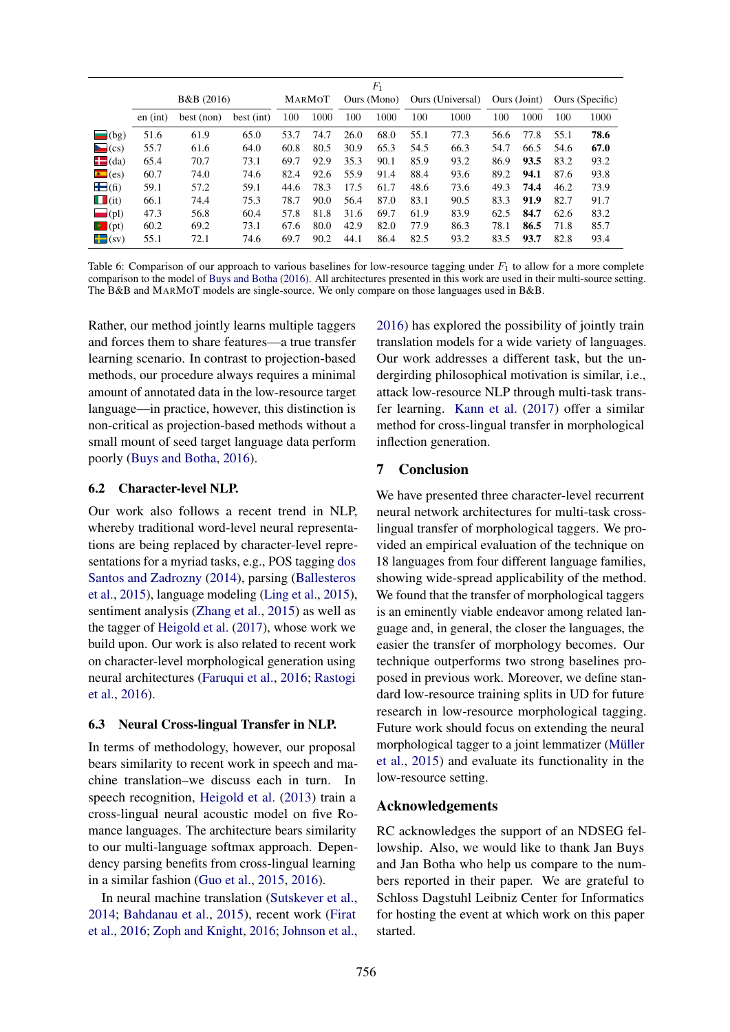| | $F_1$ | | | | | | | | | | | | |
|---|---|---|---|---|---|---|---|---|---|---|---|---|---|
| | B&B (2016) | | | MarMoT | | Ours (Mono) | | Ours (Universal) | | Ours (Joint) | | Ours (Specific) | |
| | en (int) | best (non) | best (int) | 100 | 1000 | 100 | 1000 | 100 | 1000 | 100 | 1000 | 100 | 1000 |
| (bg) | 51.6 | 61.9 | 65.0 | 53.7 | 74.7 | 26.0 | 68.0 | 55.1 | 77.3 | 56.6 | 77.8 | 55.1 | **78.6** |
| (cs) | 55.7 | 61.6 | 64.0 | 60.8 | 80.5 | 30.9 | 65.3 | 54.5 | 66.3 | 54.7 | 66.5 | 54.6 | **67.0** |
| (da) | 65.4 | 70.7 | 73.1 | 69.7 | 92.9 | 35.3 | 90.1 | 85.9 | 93.2 | 86.9 | **93.5** | 83.2 | 93.2 |
| (es) | 60.7 | 74.0 | 74.6 | 82.4 | 92.6 | 55.9 | 91.4 | 88.4 | 93.6 | 89.2 | **94.1** | 87.6 | 93.8 |
| (fi) | 59.1 | 57.2 | 59.1 | 44.6 | 78.3 | 17.5 | 61.7 | 48.6 | 73.6 | 49.3 | **74.4** | 46.2 | 73.9 |
| (it) | 66.1 | 74.4 | 75.3 | 78.7 | 90.0 | 56.4 | 87.0 | 83.1 | 90.5 | 83.3 | **91.9** | 82.7 | 91.7 |
| (pl) | 47.3 | 56.8 | 60.4 | 57.8 | 81.8 | 31.6 | 69.7 | 61.9 | 83.9 | 62.5 | **84.7** | 62.6 | 83.2 |
| (pt) | 60.2 | 69.2 | 73.1 | 67.6 | 80.0 | 42.9 | 82.0 | 77.9 | 86.3 | 78.1 | **86.5** | 71.8 | 85.7 |
| (sv) | 55.1 | 72.1 | 74.6 | 69.7 | 90.2 | 44.1 | 86.4 | 82.5 | 93.2 | 83.5 | **93.7** | 82.8 | 93.4 |

Table 6: Comparison of our approach to various baselines for low-resource tagging under $F_1$ to allow for a more complete comparison to the model of Buys and Botha (2016). All architectures presented in this work are used in their multi-source setting. The B&B and MarMoT models are single-source. We only compare on those languages used in B&B.

Rather, our method jointly learns multiple taggers and forces them to share features—a true transfer learning scenario. In contrast to projection-based methods, our procedure always requires a minimal amount of annotated data in the low-resource target language—in practice, however, this distinction is non-critical as projection-based methods without a small mount of seed target language data perform poorly (Buys and Botha, 2016).

### 6.2 Character-level NLP.

Our work also follows a recent trend in NLP, whereby traditional word-level neural representations are being replaced by character-level representations for a myriad tasks, e.g., POS tagging dos Santos and Zadrozny (2014), parsing (Ballesteros et al., 2015), language modeling (Ling et al., 2015), sentiment analysis (Zhang et al., 2015) as well as the tagger of Heigold et al. (2017), whose work we build upon. Our work is also related to recent work on character-level morphological generation using neural architectures (Faruqui et al., 2016; Rastogi et al., 2016).

### 6.3 Neural Cross-lingual Transfer in NLP.

In terms of methodology, however, our proposal bears similarity to recent work in speech and machine translation–we discuss each in turn. In speech recognition, Heigold et al. (2013) train a cross-lingual neural acoustic model on five Romance languages. The architecture bears similarity to our multi-language softmax approach. Dependency parsing benefits from cross-lingual learning in a similar fashion (Guo et al., 2015, 2016).

In neural machine translation (Sutskever et al., 2014; Bahdanau et al., 2015), recent work (Firat et al., 2016; Zoph and Knight, 2016; Johnson et al., 2016) has explored the possibility of jointly train translation models for a wide variety of languages. Our work addresses a different task, but the undergirding philosophical motivation is similar, i.e., attack low-resource NLP through multi-task transfer learning. Kann et al. (2017) offer a similar method for cross-lingual transfer in morphological inflection generation.

## 7 Conclusion

We have presented three character-level recurrent neural network architectures for multi-task cross-lingual transfer of morphological taggers. We provided an empirical evaluation of the technique on 18 languages from four different language families, showing wide-spread applicability of the method. We found that the transfer of morphological taggers is an eminently viable endeavor among related language and, in general, the closer the languages, the easier the transfer of morphology becomes. Our technique outperforms two strong baselines proposed in previous work. Moreover, we define standard low-resource training splits in UD for future research in low-resource morphological tagging. Future work should focus on extending the neural morphological tagger to a joint lemmatizer (Müller et al., 2015) and evaluate its functionality in the low-resource setting.

## Acknowledgements

RC acknowledges the support of an NDSEG fellowship. Also, we would like to thank Jan Buys and Jan Botha who help us compare to the numbers reported in their paper. We are grateful to Schloss Dagstuhl Leibniz Center for Informatics for hosting the event at which work on this paper started.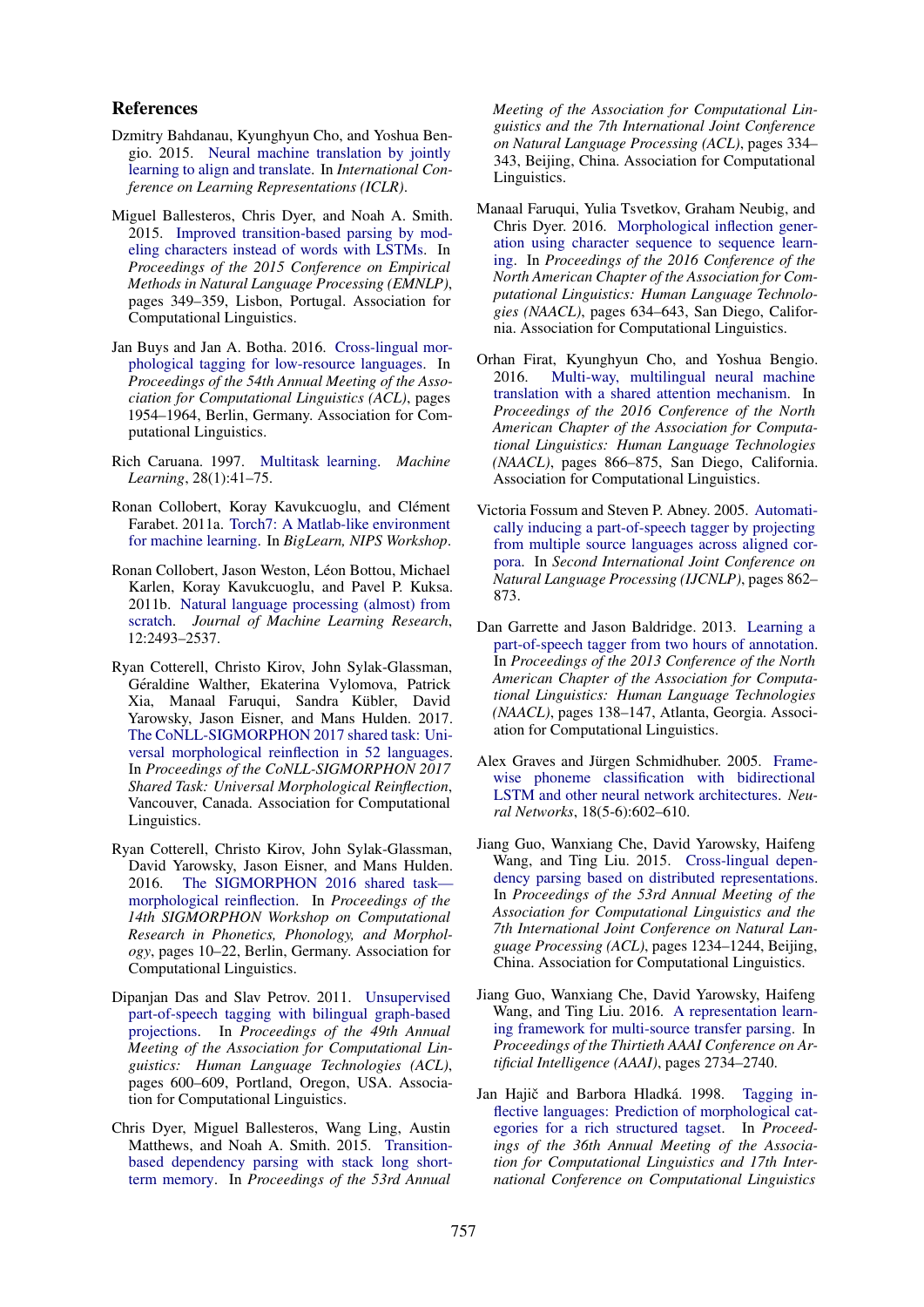## References

Dzmitry Bahdanau, Kyunghyun Cho, and Yoshua Bengio. 2015. Neural machine translation by jointly learning to align and translate. In *International Conference on Learning Representations (ICLR)*.

Miguel Ballesteros, Chris Dyer, and Noah A. Smith. 2015. Improved transition-based parsing by modeling characters instead of words with LSTMs. In *Proceedings of the 2015 Conference on Empirical Methods in Natural Language Processing (EMNLP)*, pages 349–359, Lisbon, Portugal. Association for Computational Linguistics.

Jan Buys and Jan A. Botha. 2016. Cross-lingual morphological tagging for low-resource languages. In *Proceedings of the 54th Annual Meeting of the Association for Computational Linguistics (ACL)*, pages 1954–1964, Berlin, Germany. Association for Computational Linguistics.

Rich Caruana. 1997. Multitask learning. *Machine Learning*, 28(1):41–75.

Ronan Collobert, Koray Kavukcuoglu, and Clément Farabet. 2011a. Torch7: A Matlab-like environment for machine learning. In *BigLearn, NIPS Workshop*.

Ronan Collobert, Jason Weston, Léon Bottou, Michael Karlen, Koray Kavukcuoglu, and Pavel P. Kuksa. 2011b. Natural language processing (almost) from scratch. *Journal of Machine Learning Research*, 12:2493–2537.

Ryan Cotterell, Christo Kirov, John Sylak-Glassman, Géraldine Walther, Ekaterina Vylomova, Patrick Xia, Manaal Faruqui, Sandra Kübler, David Yarowsky, Jason Eisner, and Mans Hulden. 2017. The CoNLL-SIGMORPHON 2017 shared task: Universal morphological reinflection in 52 languages. In *Proceedings of the CoNLL-SIGMORPHON 2017 Shared Task: Universal Morphological Reinflection*, Vancouver, Canada. Association for Computational Linguistics.

Ryan Cotterell, Christo Kirov, John Sylak-Glassman, David Yarowsky, Jason Eisner, and Mans Hulden. 2016. The SIGMORPHON 2016 shared task—morphological reinflection. In *Proceedings of the 14th SIGMORPHON Workshop on Computational Research in Phonetics, Phonology, and Morphology*, pages 10–22, Berlin, Germany. Association for Computational Linguistics.

Dipanjan Das and Slav Petrov. 2011. Unsupervised part-of-speech tagging with bilingual graph-based projections. In *Proceedings of the 49th Annual Meeting of the Association for Computational Linguistics: Human Language Technologies (ACL)*, pages 600–609, Portland, Oregon, USA. Association for Computational Linguistics.

Chris Dyer, Miguel Ballesteros, Wang Ling, Austin Matthews, and Noah A. Smith. 2015. Transition-based dependency parsing with stack long short-term memory. In *Proceedings of the 53rd Annual Meeting of the Association for Computational Linguistics and the 7th International Joint Conference on Natural Language Processing (ACL)*, pages 334–343, Beijing, China. Association for Computational Linguistics.

Manaal Faruqui, Yulia Tsvetkov, Graham Neubig, and Chris Dyer. 2016. Morphological inflection generation using character sequence to sequence learning. In *Proceedings of the 2016 Conference of the North American Chapter of the Association for Computational Linguistics: Human Language Technologies (NAACL)*, pages 634–643, San Diego, California. Association for Computational Linguistics.

Orhan Firat, Kyunghyun Cho, and Yoshua Bengio. 2016. Multi-way, multilingual neural machine translation with a shared attention mechanism. In *Proceedings of the 2016 Conference of the North American Chapter of the Association for Computational Linguistics: Human Language Technologies (NAACL)*, pages 866–875, San Diego, California. Association for Computational Linguistics.

Victoria Fossum and Steven P. Abney. 2005. Automatically inducing a part-of-speech tagger by projecting from multiple source languages across aligned corpora. In *Second International Joint Conference on Natural Language Processing (IJCNLP)*, pages 862–873.

Dan Garrette and Jason Baldridge. 2013. Learning a part-of-speech tagger from two hours of annotation. In *Proceedings of the 2013 Conference of the North American Chapter of the Association for Computational Linguistics: Human Language Technologies (NAACL)*, pages 138–147, Atlanta, Georgia. Association for Computational Linguistics.

Alex Graves and Jürgen Schmidhuber. 2005. Framewise phoneme classification with bidirectional LSTM and other neural network architectures. *Neural Networks*, 18(5-6):602–610.

Jiang Guo, Wanxiang Che, David Yarowsky, Haifeng Wang, and Ting Liu. 2015. Cross-lingual dependency parsing based on distributed representations. In *Proceedings of the 53rd Annual Meeting of the Association for Computational Linguistics and the 7th International Joint Conference on Natural Language Processing (ACL)*, pages 1234–1244, Beijing, China. Association for Computational Linguistics.

Jiang Guo, Wanxiang Che, David Yarowsky, Haifeng Wang, and Ting Liu. 2016. A representation learning framework for multi-source transfer parsing. In *Proceedings of the Thirtieth AAAI Conference on Artificial Intelligence (AAAI)*, pages 2734–2740.

Jan Hajič and Barbora Hladká. 1998. Tagging inflective languages: Prediction of morphological categories for a rich structured tagset. In *Proceedings of the 36th Annual Meeting of the Association for Computational Linguistics and 17th International Conference on Computational Linguistics*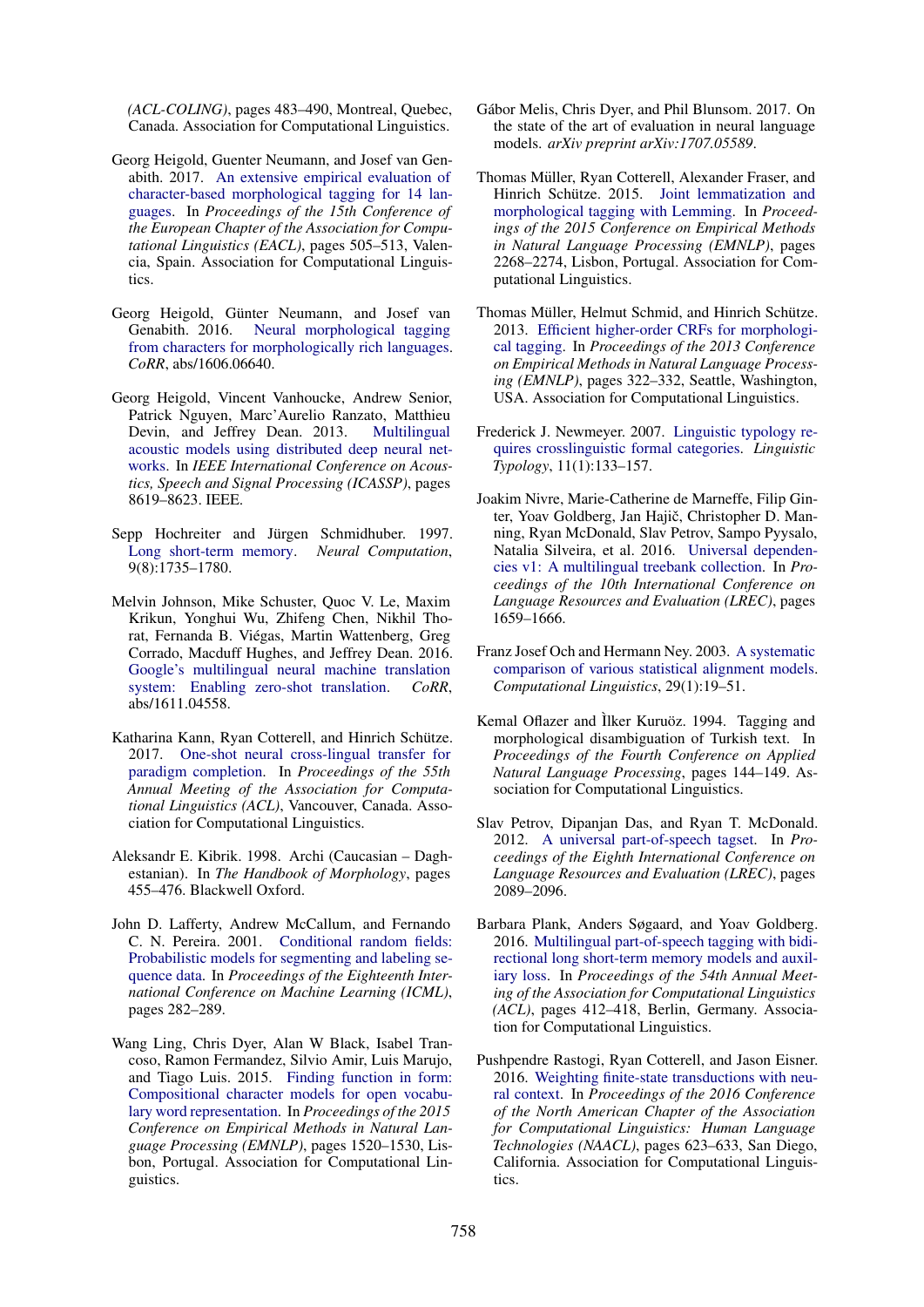(ACL-COLING), pages 483–490, Montreal, Quebec, Canada. Association for Computational Linguistics.

Georg Heigold, Guenter Neumann, and Josef van Genabith. 2017. An extensive empirical evaluation of character-based morphological tagging for 14 languages. In *Proceedings of the 15th Conference of the European Chapter of the Association for Computational Linguistics (EACL)*, pages 505–513, Valencia, Spain. Association for Computational Linguistics.

Georg Heigold, Günter Neumann, and Josef van Genabith. 2016. Neural morphological tagging from characters for morphologically rich languages. *CoRR*, abs/1606.06640.

Georg Heigold, Vincent Vanhoucke, Andrew Senior, Patrick Nguyen, Marc'Aurelio Ranzato, Matthieu Devin, and Jeffrey Dean. 2013. Multilingual acoustic models using distributed deep neural networks. In *IEEE International Conference on Acoustics, Speech and Signal Processing (ICASSP)*, pages 8619–8623. IEEE.

Sepp Hochreiter and Jürgen Schmidhuber. 1997. Long short-term memory. *Neural Computation*, 9(8):1735–1780.

Melvin Johnson, Mike Schuster, Quoc V. Le, Maxim Krikun, Yonghui Wu, Zhifeng Chen, Nikhil Thorat, Fernanda B. Viégas, Martin Wattenberg, Greg Corrado, Macduff Hughes, and Jeffrey Dean. 2016. Google's multilingual neural machine translation system: Enabling zero-shot translation. *CoRR*, abs/1611.04558.

Katharina Kann, Ryan Cotterell, and Hinrich Schütze. 2017. One-shot neural cross-lingual transfer for paradigm completion. In *Proceedings of the 55th Annual Meeting of the Association for Computational Linguistics (ACL)*, Vancouver, Canada. Association for Computational Linguistics.

Aleksandr E. Kibrik. 1998. Archi (Caucasian – Daghestanian). In *The Handbook of Morphology*, pages 455–476. Blackwell Oxford.

John D. Lafferty, Andrew McCallum, and Fernando C. N. Pereira. 2001. Conditional random fields: Probabilistic models for segmenting and labeling sequence data. In *Proceedings of the Eighteenth International Conference on Machine Learning (ICML)*, pages 282–289.

Wang Ling, Chris Dyer, Alan W Black, Isabel Trancoso, Ramon Fermandez, Silvio Amir, Luis Marujo, and Tiago Luis. 2015. Finding function in form: Compositional character models for open vocabulary word representation. In *Proceedings of the 2015 Conference on Empirical Methods in Natural Language Processing (EMNLP)*, pages 1520–1530, Lisbon, Portugal. Association for Computational Linguistics.

Gábor Melis, Chris Dyer, and Phil Blunsom. 2017. On the state of the art of evaluation in neural language models. *arXiv preprint arXiv:1707.05589*.

Thomas Müller, Ryan Cotterell, Alexander Fraser, and Hinrich Schütze. 2015. Joint lemmatization and morphological tagging with Lemming. In *Proceedings of the 2015 Conference on Empirical Methods in Natural Language Processing (EMNLP)*, pages 2268–2274, Lisbon, Portugal. Association for Computational Linguistics.

Thomas Müller, Helmut Schmid, and Hinrich Schütze. 2013. Efficient higher-order CRFs for morphological tagging. In *Proceedings of the 2013 Conference on Empirical Methods in Natural Language Processing (EMNLP)*, pages 322–332, Seattle, Washington, USA. Association for Computational Linguistics.

Frederick J. Newmeyer. 2007. Linguistic typology requires crosslinguistic formal categories. *Linguistic Typology*, 11(1):133–157.

Joakim Nivre, Marie-Catherine de Marneffe, Filip Ginter, Yoav Goldberg, Jan Hajič, Christopher D. Manning, Ryan McDonald, Slav Petrov, Sampo Pyysalo, Natalia Silveira, et al. 2016. Universal dependencies v1: A multilingual treebank collection. In *Proceedings of the 10th International Conference on Language Resources and Evaluation (LREC)*, pages 1659–1666.

Franz Josef Och and Hermann Ney. 2003. A systematic comparison of various statistical alignment models. *Computational Linguistics*, 29(1):19–51.

Kemal Oflazer and İlker Kuruöz. 1994. Tagging and morphological disambiguation of Turkish text. In *Proceedings of the Fourth Conference on Applied Natural Language Processing*, pages 144–149. Association for Computational Linguistics.

Slav Petrov, Dipanjan Das, and Ryan T. McDonald. 2012. A universal part-of-speech tagset. In *Proceedings of the Eighth International Conference on Language Resources and Evaluation (LREC)*, pages 2089–2096.

Barbara Plank, Anders Søgaard, and Yoav Goldberg. 2016. Multilingual part-of-speech tagging with bidirectional long short-term memory models and auxiliary loss. In *Proceedings of the 54th Annual Meeting of the Association for Computational Linguistics (ACL)*, pages 412–418, Berlin, Germany. Association for Computational Linguistics.

Pushpendre Rastogi, Ryan Cotterell, and Jason Eisner. 2016. Weighting finite-state transductions with neural context. In *Proceedings of the 2016 Conference of the North American Chapter of the Association for Computational Linguistics: Human Language Technologies (NAACL)*, pages 623–633, San Diego, California. Association for Computational Linguistics.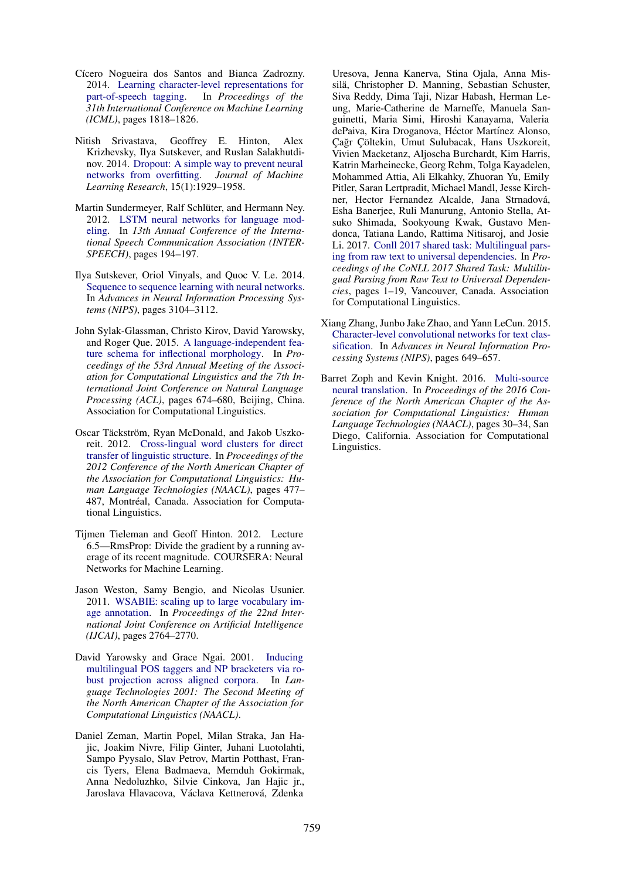Cícero Nogueira dos Santos and Bianca Zadrozny. 2014. Learning character-level representations for part-of-speech tagging. In *Proceedings of the 31th International Conference on Machine Learning (ICML)*, pages 1818–1826.

Nitish Srivastava, Geoffrey E. Hinton, Alex Krizhevsky, Ilya Sutskever, and Ruslan Salakhutdinov. 2014. Dropout: A simple way to prevent neural networks from overfitting. *Journal of Machine Learning Research*, 15(1):1929–1958.

Martin Sundermeyer, Ralf Schlüter, and Hermann Ney. 2012. LSTM neural networks for language modeling. In *13th Annual Conference of the International Speech Communication Association (INTERSPEECH)*, pages 194–197.

Ilya Sutskever, Oriol Vinyals, and Quoc V. Le. 2014. Sequence to sequence learning with neural networks. In *Advances in Neural Information Processing Systems (NIPS)*, pages 3104–3112.

John Sylak-Glassman, Christo Kirov, David Yarowsky, and Roger Que. 2015. A language-independent feature schema for inflectional morphology. In *Proceedings of the 53rd Annual Meeting of the Association for Computational Linguistics and the 7th International Joint Conference on Natural Language Processing (ACL)*, pages 674–680, Beijing, China. Association for Computational Linguistics.

Oscar Täckström, Ryan McDonald, and Jakob Uszkoreit. 2012. Cross-lingual word clusters for direct transfer of linguistic structure. In *Proceedings of the 2012 Conference of the North American Chapter of the Association for Computational Linguistics: Human Language Technologies (NAACL)*, pages 477–487, Montréal, Canada. Association for Computational Linguistics.

Tijmen Tieleman and Geoff Hinton. 2012. Lecture 6.5—RmsProp: Divide the gradient by a running average of its recent magnitude. COURSERA: Neural Networks for Machine Learning.

Jason Weston, Samy Bengio, and Nicolas Usunier. 2011. WSABIE: scaling up to large vocabulary image annotation. In *Proceedings of the 22nd International Joint Conference on Artificial Intelligence (IJCAI)*, pages 2764–2770.

David Yarowsky and Grace Ngai. 2001. Inducing multilingual POS taggers and NP bracketers via robust projection across aligned corpora. In *Language Technologies 2001: The Second Meeting of the North American Chapter of the Association for Computational Linguistics (NAACL)*.

Daniel Zeman, Martin Popel, Milan Straka, Jan Hajic, Joakim Nivre, Filip Ginter, Juhani Luotolahti, Sampo Pyysalo, Slav Petrov, Martin Potthast, Francis Tyers, Elena Badmaeva, Memduh Gokirmak, Anna Nedoluzhko, Silvie Cinkova, Jan Hajic jr., Jaroslava Hlavacova, Václava Kettnerová, Zdenka Uresova, Jenna Kanerva, Stina Ojala, Anna Missilä, Christopher D. Manning, Sebastian Schuster, Siva Reddy, Dima Taji, Nizar Habash, Herman Leung, Marie-Catherine de Marneffe, Manuela Sanguinetti, Maria Simi, Hiroshi Kanayama, Valeria dePaiva, Kira Droganova, Héctor Martínez Alonso, Çağr Çöltekin, Umut Sulubacak, Hans Uszkoreit, Vivien Macketanz, Aljoscha Burchardt, Kim Harris, Katrin Marheinecke, Georg Rehm, Tolga Kayadelen, Mohammed Attia, Ali Elkahky, Zhuoran Yu, Emily Pitler, Saran Lertpradit, Michael Mandl, Jesse Kirchner, Hector Fernandez Alcalde, Jana Strnadová, Esha Banerjee, Ruli Manurung, Antonio Stella, Atsuko Shimada, Sookyoung Kwak, Gustavo Mendonca, Tatiana Lando, Rattima Nitisaroj, and Josie Li. 2017. Conll 2017 shared task: Multilingual parsing from raw text to universal dependencies. In *Proceedings of the CoNLL 2017 Shared Task: Multilingual Parsing from Raw Text to Universal Dependencies*, pages 1–19, Vancouver, Canada. Association for Computational Linguistics.

Xiang Zhang, Junbo Jake Zhao, and Yann LeCun. 2015. Character-level convolutional networks for text classification. In *Advances in Neural Information Processing Systems (NIPS)*, pages 649–657.

Barret Zoph and Kevin Knight. 2016. Multi-source neural translation. In *Proceedings of the 2016 Conference of the North American Chapter of the Association for Computational Linguistics: Human Language Technologies (NAACL)*, pages 30–34, San Diego, California. Association for Computational Linguistics.